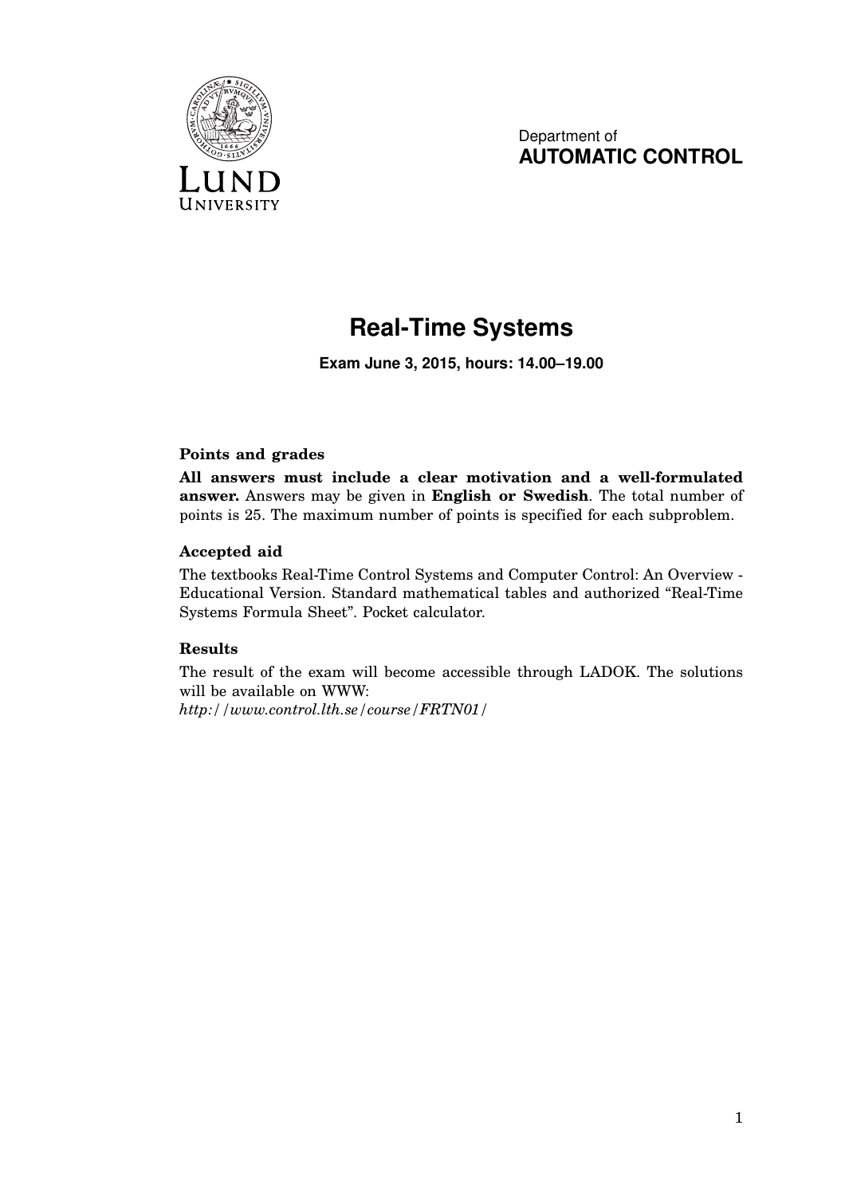Department of
**AUTOMATIC CONTROL**

# Real-Time Systems

**Exam June 3, 2015, hours: 14.00–19.00**

### Points and grades

**All answers must include a clear motivation and a well-formulated answer.** Answers may be given in **English or Swedish**. The total number of points is 25. The maximum number of points is specified for each subproblem.

### Accepted aid

The textbooks Real-Time Control Systems and Computer Control: An Overview - Educational Version. Standard mathematical tables and authorized "Real-Time Systems Formula Sheet". Pocket calculator.

### Results

The result of the exam will become accessible through LADOK. The solutions will be available on WWW:
*http://www.control.lth.se/course/FRTN01/*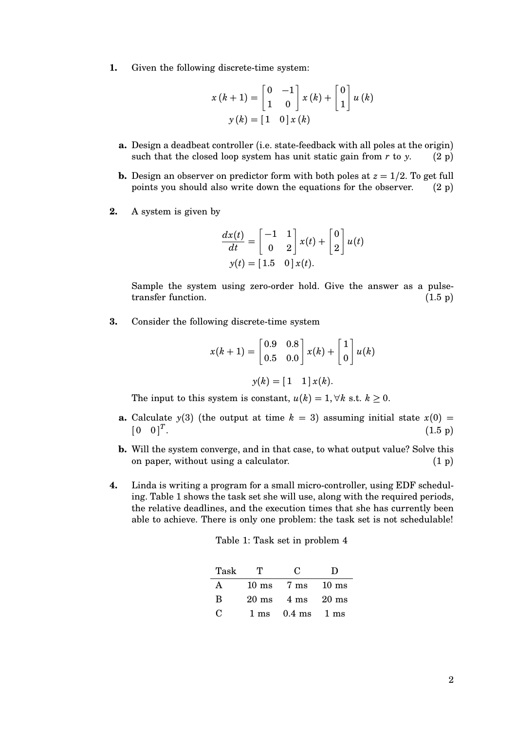**1.** Given the following discrete-time system:

$$x(k+1) = \begin{bmatrix} 0 & -1 \\ 1 & 0 \end{bmatrix} x(k) + \begin{bmatrix} 0 \\ 1 \end{bmatrix} u(k)$$
$$y(k) = \begin{bmatrix} 1 & 0 \end{bmatrix} x(k)$$

**a.** Design a deadbeat controller (i.e. state-feedback with all poles at the origin) such that the closed loop system has unit static gain from $r$ to $y$. (2 p)

**b.** Design an observer on predictor form with both poles at $z = 1/2$. To get full points you should also write down the equations for the observer. (2 p)

**2.** A system is given by

$$\frac{dx(t)}{dt} = \begin{bmatrix} -1 & 1 \\ 0 & 2 \end{bmatrix} x(t) + \begin{bmatrix} 0 \\ 2 \end{bmatrix} u(t)$$
$$y(t) = \begin{bmatrix} 1.5 & 0 \end{bmatrix} x(t).$$

Sample the system using zero-order hold. Give the answer as a pulse-transfer function. (1.5 p)

**3.** Consider the following discrete-time system

$$x(k+1) = \begin{bmatrix} 0.9 & 0.8 \\ 0.5 & 0.0 \end{bmatrix} x(k) + \begin{bmatrix} 1 \\ 0 \end{bmatrix} u(k)$$

$$y(k) = \begin{bmatrix} 1 & 1 \end{bmatrix} x(k).$$

The input to this system is constant, $u(k) = 1, \forall k$ s.t. $k \geq 0$.

**a.** Calculate $y(3)$ (the output at time $k = 3$) assuming initial state $x(0) = \begin{bmatrix} 0 & 0 \end{bmatrix}^T$. (1.5 p)

**b.** Will the system converge, and in that case, to what output value? Solve this on paper, without using a calculator. (1 p)

**4.** Linda is writing a program for a small micro-controller, using EDF scheduling. Table 1 shows the task set she will use, along with the required periods, the relative deadlines, and the execution times that she has currently been able to achieve. There is only one problem: the task set is not schedulable!

Table 1: Task set in problem 4

| Task | T | C | D |
|---|---|---|---|
| A | 10 ms | 7 ms | 10 ms |
| B | 20 ms | 4 ms | 20 ms |
| C | 1 ms | 0.4 ms | 1 ms |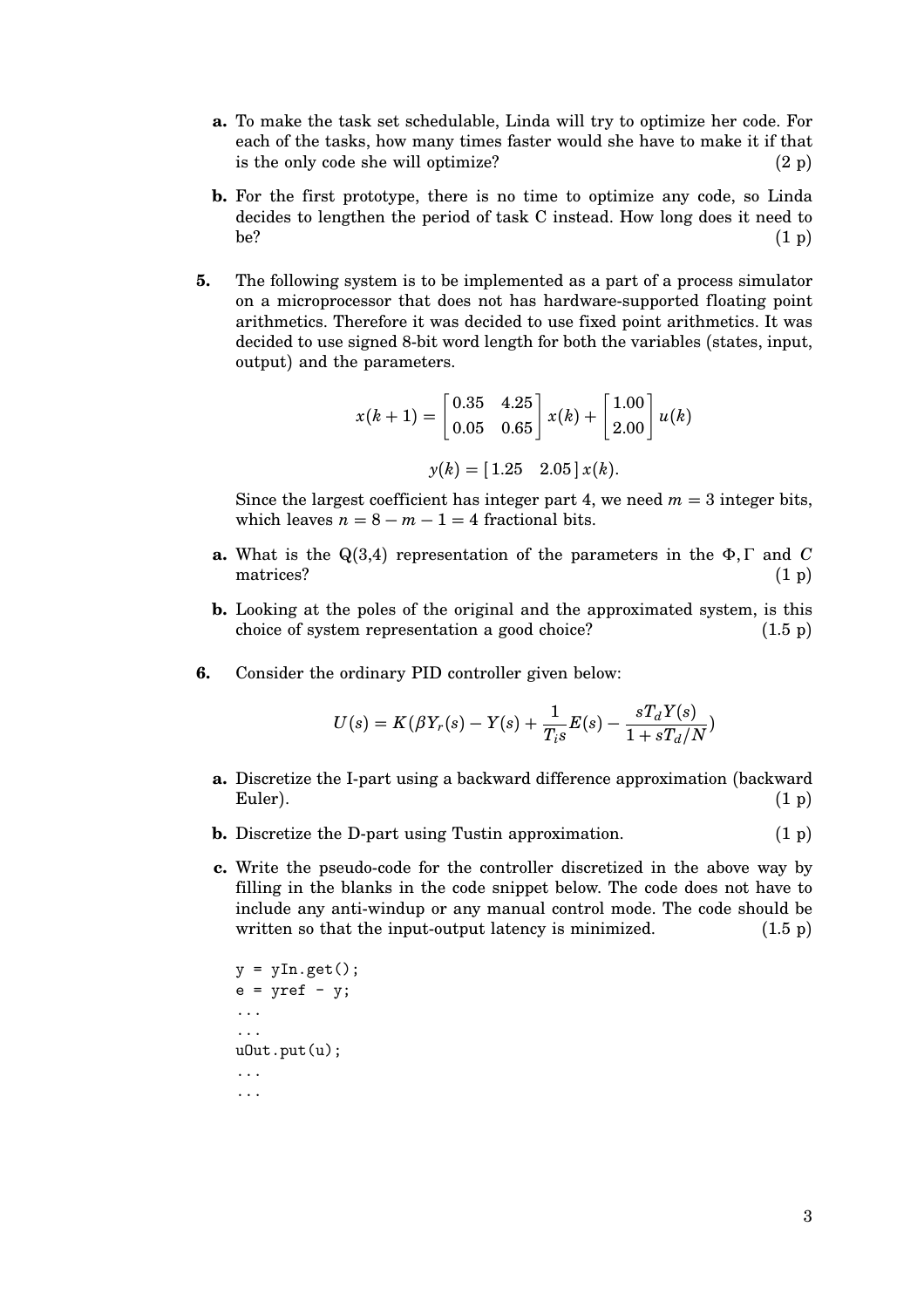**a.** To make the task set schedulable, Linda will try to optimize her code. For each of the tasks, how many times faster would she have to make it if that is the only code she will optimize? (2 p)

**b.** For the first prototype, there is no time to optimize any code, so Linda decides to lengthen the period of task C instead. How long does it need to be? (1 p)

**5.** The following system is to be implemented as a part of a process simulator on a microprocessor that does not has hardware-supported floating point arithmetics. Therefore it was decided to use fixed point arithmetics. It was decided to use signed 8-bit word length for both the variables (states, input, output) and the parameters.

$$x(k+1) = \begin{bmatrix} 0.35 & 4.25 \\ 0.05 & 0.65 \end{bmatrix} x(k) + \begin{bmatrix} 1.00 \\ 2.00 \end{bmatrix} u(k)$$

$$y(k) = \begin{bmatrix} 1.25 & 2.05 \end{bmatrix} x(k).$$

Since the largest coefficient has integer part 4, we need $m = 3$ integer bits, which leaves $n = 8 - m - 1 = 4$ fractional bits.

**a.** What is the Q(3,4) representation of the parameters in the $\Phi, \Gamma$ and $C$ matrices? (1 p)

**b.** Looking at the poles of the original and the approximated system, is this choice of system representation a good choice? (1.5 p)

**6.** Consider the ordinary PID controller given below:

$$U(s) = K(\beta Y_r(s) - Y(s) + \frac{1}{T_i s}E(s) - \frac{sT_d Y(s)}{1 + sT_d/N})$$

**a.** Discretize the I-part using a backward difference approximation (backward Euler). (1 p)

**b.** Discretize the D-part using Tustin approximation. (1 p)

**c.** Write the pseudo-code for the controller discretized in the above way by filling in the blanks in the code snippet below. The code does not have to include any anti-windup or any manual control mode. The code should be written so that the input-output latency is minimized. (1.5 p)

```
y = yIn.get();
e = yref - y;
...
...
uOut.put(u);
...
...
```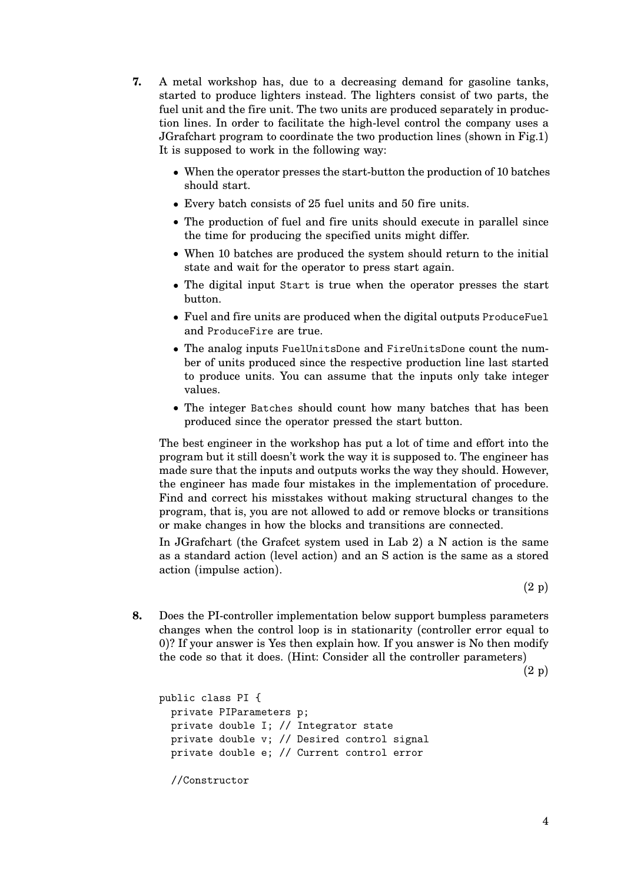**7.** A metal workshop has, due to a decreasing demand for gasoline tanks, started to produce lighters instead. The lighters consist of two parts, the fuel unit and the fire unit. The two units are produced separately in production lines. In order to facilitate the high-level control the company uses a JGrafchart program to coordinate the two production lines (shown in Fig.1) It is supposed to work in the following way:

- When the operator presses the start-button the production of 10 batches should start.
- Every batch consists of 25 fuel units and 50 fire units.
- The production of fuel and fire units should execute in parallel since the time for producing the specified units might differ.
- When 10 batches are produced the system should return to the initial state and wait for the operator to press start again.
- The digital input `Start` is true when the operator presses the start button.
- Fuel and fire units are produced when the digital outputs `ProduceFuel` and `ProduceFire` are true.
- The analog inputs `FuelUnitsDone` and `FireUnitsDone` count the number of units produced since the respective production line last started to produce units. You can assume that the inputs only take integer values.
- The integer `Batches` should count how many batches that has been produced since the operator pressed the start button.

The best engineer in the workshop has put a lot of time and effort into the program but it still doesn't work the way it is supposed to. The engineer has made sure that the inputs and outputs works the way they should. However, the engineer has made four mistakes in the implementation of procedure. Find and correct his misstakes without making structural changes to the program, that is, you are not allowed to add or remove blocks or transitions or make changes in how the blocks and transitions are connected.

In JGrafchart (the Grafcet system used in Lab 2) a N action is the same as a standard action (level action) and an S action is the same as a stored action (impulse action).

(2 p)

**8.** Does the PI-controller implementation below support bumpless parameters changes when the control loop is in stationarity (controller error equal to 0)? If your answer is Yes then explain how. If you answer is No then modify the code so that it does. (Hint: Consider all the controller parameters)

(2 p)

```
public class PI {
  private PIParameters p;
  private double I; // Integrator state
  private double v; // Desired control signal
  private double e; // Current control error

  //Constructor
```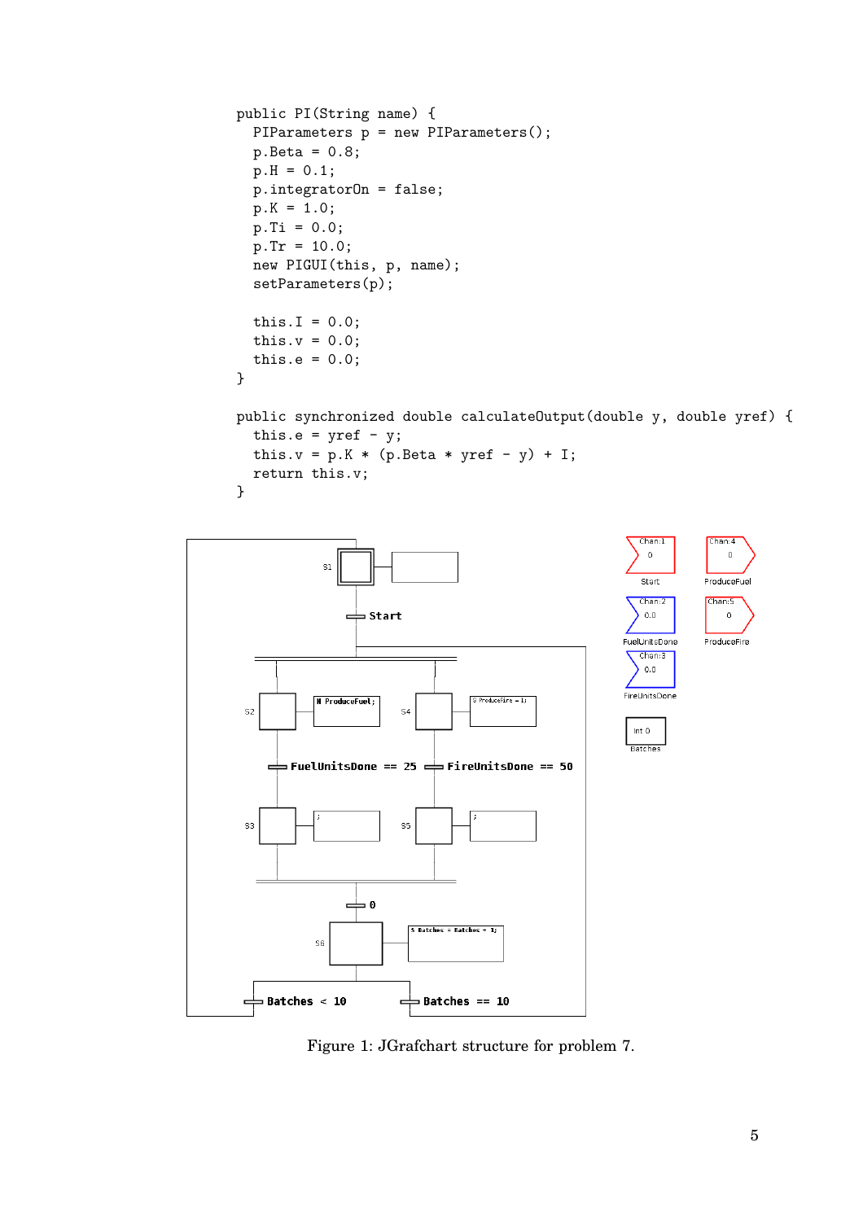```
public PI(String name) {
  PIParameters p = new PIParameters();
  p.Beta = 0.8;
  p.H = 0.1;
  p.integratorOn = false;
  p.K = 1.0;
  p.Ti = 0.0;
  p.Tr = 10.0;
  new PIGUI(this, p, name);
  setParameters(p);

  this.I = 0.0;
  this.v = 0.0;
  this.e = 0.0;
}

public synchronized double calculateOutput(double y, double yref) {
  this.e = yref - y;
  this.v = p.K * (p.Beta * yref - y) + I;
  return this.v;
}
```

Figure 1: JGrafchart structure for problem 7.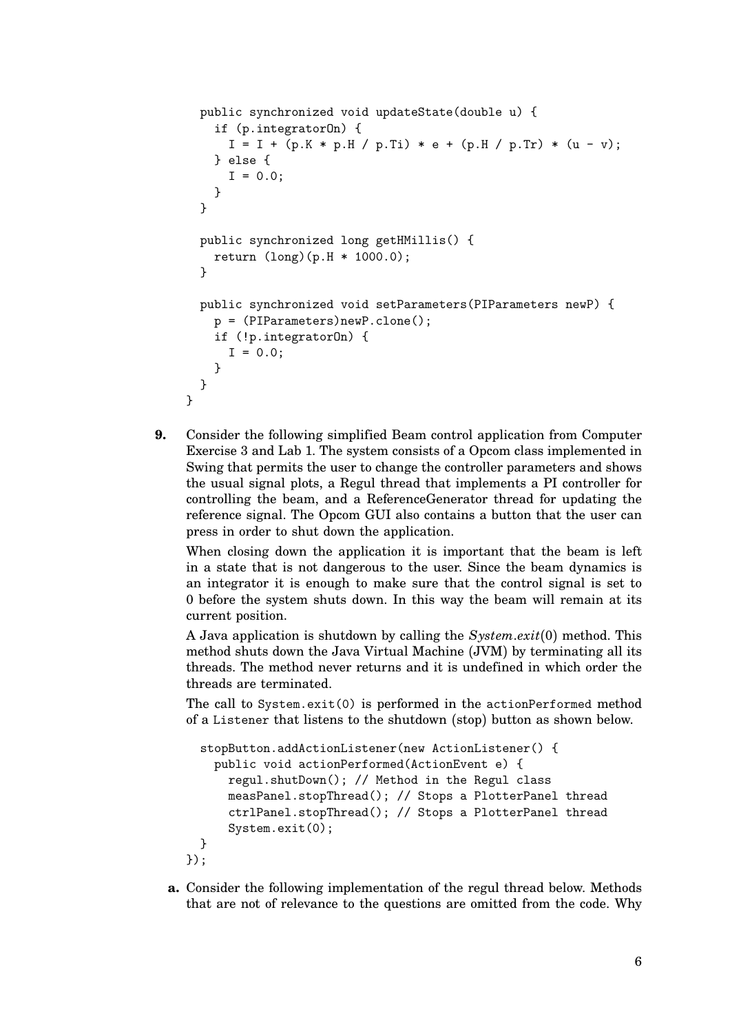```
  public synchronized void updateState(double u) {
    if (p.integratorOn) {
      I = I + (p.K * p.H / p.Ti) * e + (p.H / p.Tr) * (u - v);
    } else {
      I = 0.0;
    }
  }

  public synchronized long getHMillis() {
    return (long)(p.H * 1000.0);
  }

  public synchronized void setParameters(PIParameters newP) {
    p = (PIParameters)newP.clone();
    if (!p.integratorOn) {
      I = 0.0;
    }
  }
}
```

**9.** Consider the following simplified Beam control application from Computer Exercise 3 and Lab 1. The system consists of a Opcom class implemented in Swing that permits the user to change the controller parameters and shows the usual signal plots, a Regul thread that implements a PI controller for controlling the beam, and a ReferenceGenerator thread for updating the reference signal. The Opcom GUI also contains a button that the user can press in order to shut down the application.

When closing down the application it is important that the beam is left in a state that is not dangerous to the user. Since the beam dynamics is an integrator it is enough to make sure that the control signal is set to 0 before the system shuts down. In this way the beam will remain at its current position.

A Java application is shutdown by calling the *System.exit*(0) method. This method shuts down the Java Virtual Machine (JVM) by terminating all its threads. The method never returns and it is undefined in which order the threads are terminated.

The call to `System.exit(0)` is performed in the `actionPerformed` method of a `Listener` that listens to the shutdown (stop) button as shown below.

```
stopButton.addActionListener(new ActionListener() {
  public void actionPerformed(ActionEvent e) {
    regul.shutDown(); // Method in the Regul class
    measPanel.stopThread(); // Stops a PlotterPanel thread
    ctrlPanel.stopThread(); // Stops a PlotterPanel thread
    System.exit(0);
  }
});
```

**a.** Consider the following implementation of the regul thread below. Methods that are not of relevance to the questions are omitted from the code. Why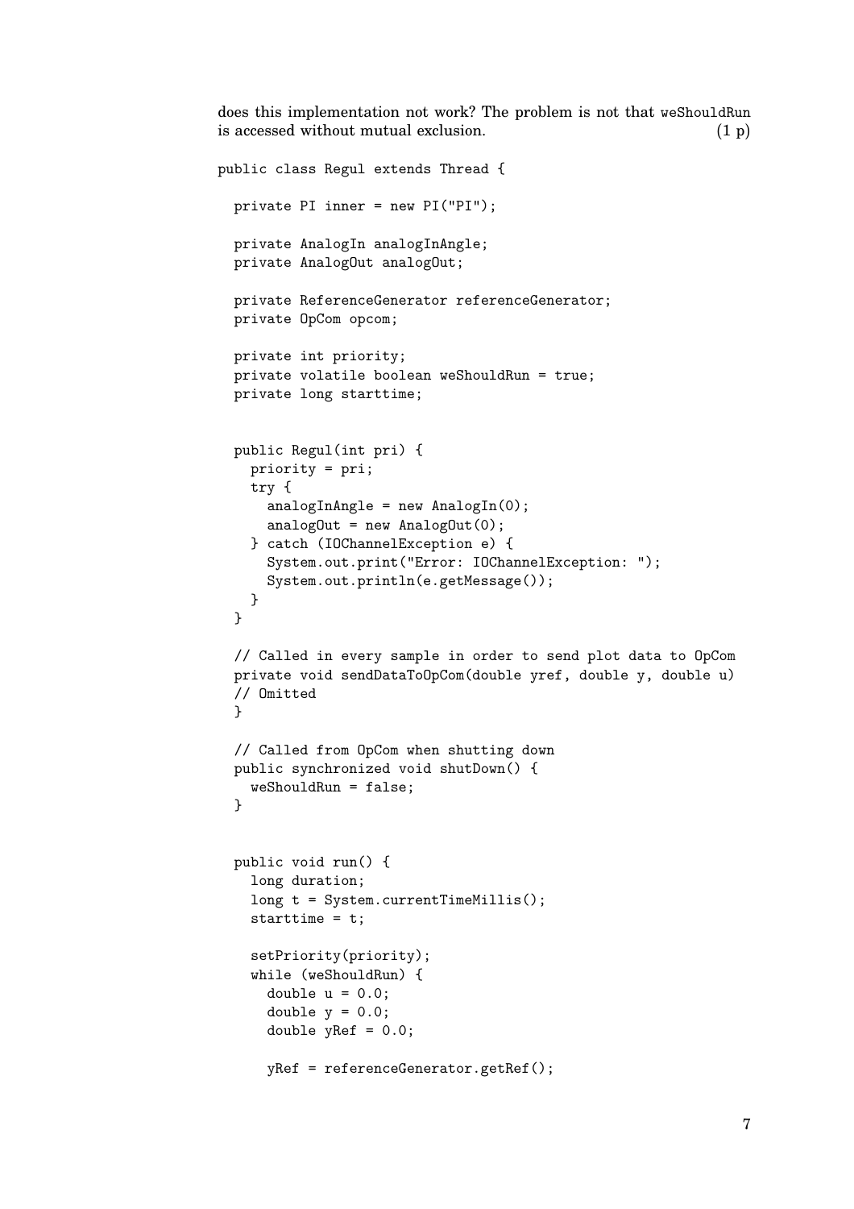does this implementation not work? The problem is not that weShouldRun is accessed without mutual exclusion. (1 p)

```
public class Regul extends Thread {

  private PI inner = new PI("PI");

  private AnalogIn analogInAngle;
  private AnalogOut analogOut;

  private ReferenceGenerator referenceGenerator;
  private OpCom opcom;

  private int priority;
  private volatile boolean weShouldRun = true;
  private long starttime;


  public Regul(int pri) {
    priority = pri;
    try {
      analogInAngle = new AnalogIn(0);
      analogOut = new AnalogOut(0);
    } catch (IOChannelException e) {
      System.out.print("Error: IOChannelException: ");
      System.out.println(e.getMessage());
    }
  }

  // Called in every sample in order to send plot data to OpCom
  private void sendDataToOpCom(double yref, double y, double u)
  // Omitted
  }

  // Called from OpCom when shutting down
  public synchronized void shutDown() {
    weShouldRun = false;
  }


  public void run() {
    long duration;
    long t = System.currentTimeMillis();
    starttime = t;

    setPriority(priority);
    while (weShouldRun) {
      double u = 0.0;
      double y = 0.0;
      double yRef = 0.0;

      yRef = referenceGenerator.getRef();
```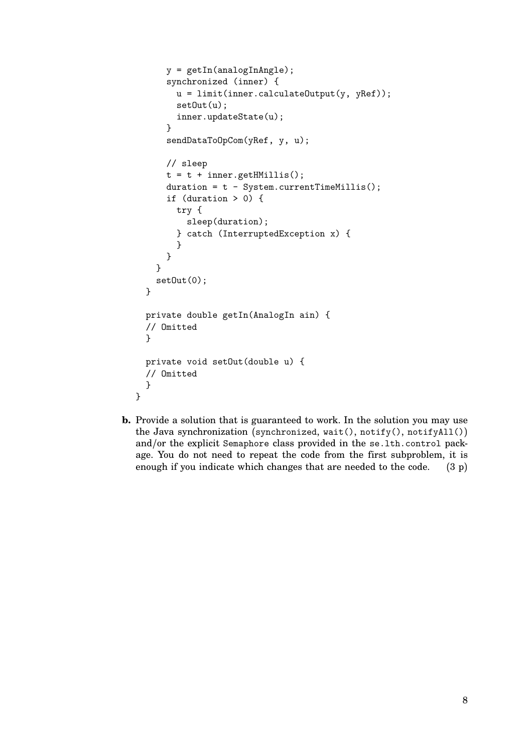```
      y = getIn(analogInAngle);
      synchronized (inner) {
        u = limit(inner.calculateOutput(y, yRef));
        setOut(u);
        inner.updateState(u);
      }
      sendDataToOpCom(yRef, y, u);

      // sleep
      t = t + inner.getHMillis();
      duration = t - System.currentTimeMillis();
      if (duration > 0) {
        try {
          sleep(duration);
        } catch (InterruptedException x) {
        }
      }
    }
    setOut(0);
  }

  private double getIn(AnalogIn ain) {
  // Omitted
  }

  private void setOut(double u) {
  // Omitted
  }
}
```

**b.** Provide a solution that is guaranteed to work. In the solution you may use the Java synchronization (`synchronized`, `wait()`, `notify()`, `notifyAll()`) and/or the explicit `Semaphore` class provided in the `se.lth.control` package. You do not need to repeat the code from the first subproblem, it is enough if you indicate which changes that are needed to the code. (3 p)